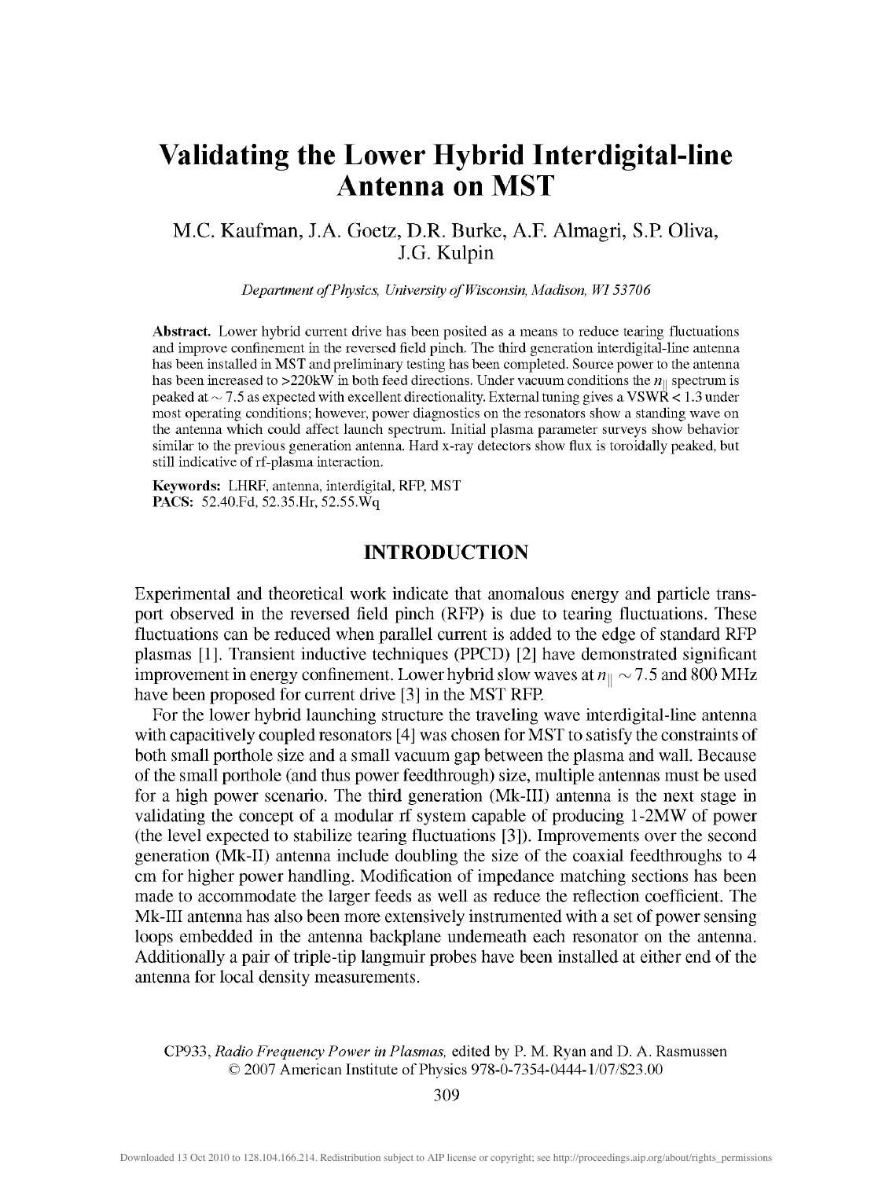# Validating the Lower Hybrid Interdigital-line Antenna on MST

M.C. Kaufman, J.A. Goetz, D.R. Burke, A.F. Almagri, S.P. Oliva, J.G. Kulpin

*Department of Physics, University of Wisconsin, Madison, WI 53706*

**Abstract.** Lower hybrid current drive has been posited as a means to reduce tearing fluctuations and improve confinement in the reversed field pinch. The third generation interdigital-line antenna has been installed in MST and preliminary testing has been completed. Source power to the antenna has been increased to >220kW in both feed directions. Under vacuum conditions the $n_{\|}$ spectrum is peaked at $\sim 7.5$ as expected with excellent directionality. External tuning gives a VSWR < 1.3 under most operating conditions; however, power diagnostics on the resonators show a standing wave on the antenna which could affect launch spectrum. Initial plasma parameter surveys show behavior similar to the previous generation antenna. Hard x-ray detectors show flux is toroidally peaked, but still indicative of rf-plasma interaction.

**Keywords:** LHRF, antenna, interdigital, RFP, MST
**PACS:** 52.40.Fd, 52.35.Hr, 52.55.Wq

## INTRODUCTION

Experimental and theoretical work indicate that anomalous energy and particle transport observed in the reversed field pinch (RFP) is due to tearing fluctuations. These fluctuations can be reduced when parallel current is added to the edge of standard RFP plasmas [1]. Transient inductive techniques (PPCD) [2] have demonstrated significant improvement in energy confinement. Lower hybrid slow waves at $n_{\|} \sim 7.5$ and 800 MHz have been proposed for current drive [3] in the MST RFP.

For the lower hybrid launching structure the traveling wave interdigital-line antenna with capacitively coupled resonators [4] was chosen for MST to satisfy the constraints of both small porthole size and a small vacuum gap between the plasma and wall. Because of the small porthole (and thus power feedthrough) size, multiple antennas must be used for a high power scenario. The third generation (Mk-III) antenna is the next stage in validating the concept of a modular rf system capable of producing 1-2MW of power (the level expected to stabilize tearing fluctuations [3]). Improvements over the second generation (Mk-II) antenna include doubling the size of the coaxial feedthroughs to 4 cm for higher power handling. Modification of impedance matching sections has been made to accommodate the larger feeds as well as reduce the reflection coefficient. The Mk-III antenna has also been more extensively instrumented with a set of power sensing loops embedded in the antenna backplane underneath each resonator on the antenna. Additionally a pair of triple-tip langmuir probes have been installed at either end of the antenna for local density measurements.

CP933, *Radio Frequency Power in Plasmas,* edited by P. M. Ryan and D. A. Rasmussen
© 2007 American Institute of Physics 978-0-7354-0444-1/07/$23.00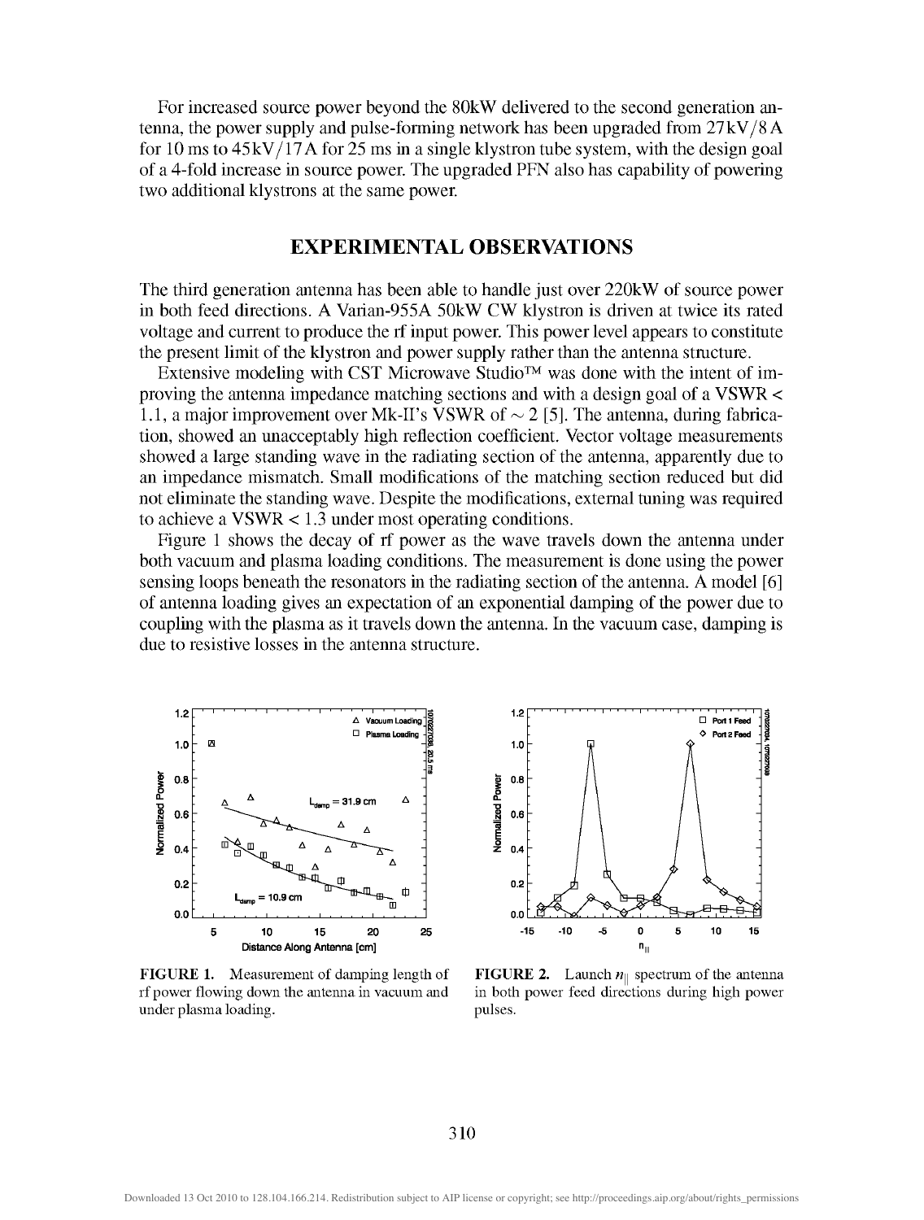For increased source power beyond the 80kW delivered to the second generation antenna, the power supply and pulse-forming network has been upgraded from 27kV/8A for 10 ms to 45kV/17A for 25 ms in a single klystron tube system, with the design goal of a 4-fold increase in source power. The upgraded PFN also has capability of powering two additional klystrons at the same power.

## EXPERIMENTAL OBSERVATIONS

The third generation antenna has been able to handle just over 220kW of source power in both feed directions. A Varian-955A 50kW CW klystron is driven at twice its rated voltage and current to produce the rf input power. This power level appears to constitute the present limit of the klystron and power supply rather than the antenna structure.

Extensive modeling with CST Microwave Studio™ was done with the intent of improving the antenna impedance matching sections and with a design goal of a VSWR < 1.1, a major improvement over Mk-II's VSWR of $\sim 2$ [5]. The antenna, during fabrication, showed an unacceptably high reflection coefficient. Vector voltage measurements showed a large standing wave in the radiating section of the antenna, apparently due to an impedance mismatch. Small modifications of the matching section reduced but did not eliminate the standing wave. Despite the modifications, external tuning was required to achieve a VSWR < 1.3 under most operating conditions.

Figure 1 shows the decay of rf power as the wave travels down the antenna under both vacuum and plasma loading conditions. The measurement is done using the power sensing loops beneath the resonators in the radiating section of the antenna. A model [6] of antenna loading gives an expectation of an exponential damping of the power due to coupling with the plasma as it travels down the antenna. In the vacuum case, damping is due to resistive losses in the antenna structure.

**FIGURE 1.** Measurement of damping length of rf power flowing down the antenna in vacuum and under plasma loading.

**FIGURE 2.** Launch $n_{||}$ spectrum of the antenna in both power feed directions during high power pulses.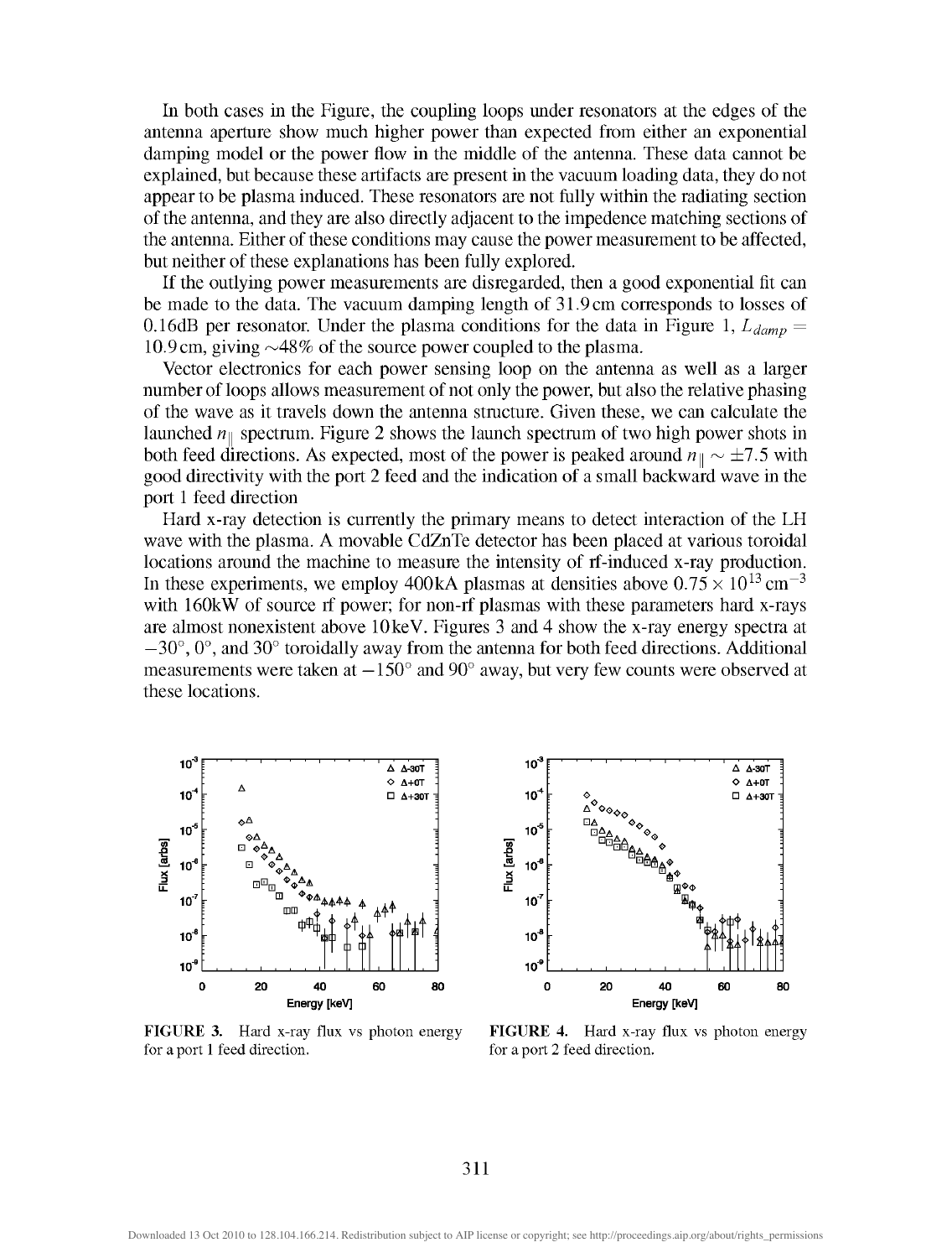In both cases in the Figure, the coupling loops under resonators at the edges of the antenna aperture show much higher power than expected from either an exponential damping model or the power flow in the middle of the antenna. These data cannot be explained, but because these artifacts are present in the vacuum loading data, they do not appear to be plasma induced. These resonators are not fully within the radiating section of the antenna, and they are also directly adjacent to the impedence matching sections of the antenna. Either of these conditions may cause the power measurement to be affected, but neither of these explanations has been fully explored.

If the outlying power measurements are disregarded, then a good exponential fit can be made to the data. The vacuum damping length of 31.9 cm corresponds to losses of 0.16dB per resonator. Under the plasma conditions for the data in Figure 1, $L_{damp} =$ 10.9 cm, giving ∼48% of the source power coupled to the plasma.

Vector electronics for each power sensing loop on the antenna as well as a larger number of loops allows measurement of not only the power, but also the relative phasing of the wave as it travels down the antenna structure. Given these, we can calculate the launched $n_{\parallel}$ spectrum. Figure 2 shows the launch spectrum of two high power shots in both feed directions. As expected, most of the power is peaked around $n_{\parallel} \sim \pm 7.5$ with good directivity with the port 2 feed and the indication of a small backward wave in the port 1 feed direction

Hard x-ray detection is currently the primary means to detect interaction of the LH wave with the plasma. A movable CdZnTe detector has been placed at various toroidal locations around the machine to measure the intensity of rf-induced x-ray production. In these experiments, we employ 400kA plasmas at densities above $0.75 \times 10^{13}\,\text{cm}^{-3}$ with 160kW of source rf power; for non-rf plasmas with these parameters hard x-rays are almost nonexistent above 10keV. Figures 3 and 4 show the x-ray energy spectra at $-30°$, $0°$, and $30°$ toroidally away from the antenna for both feed directions. Additional measurements were taken at $-150°$ and $90°$ away, but very few counts were observed at these locations.

**FIGURE 3.** Hard x-ray flux vs photon energy for a port 1 feed direction.

**FIGURE 4.** Hard x-ray flux vs photon energy for a port 2 feed direction.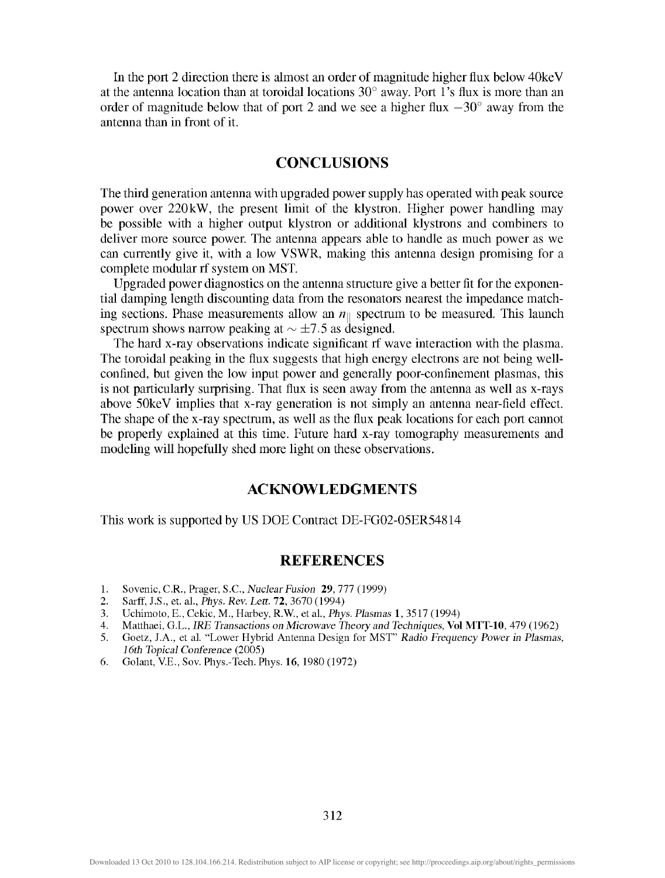In the port 2 direction there is almost an order of magnitude higher flux below 40keV at the antenna location than at toroidal locations 30° away. Port 1's flux is more than an order of magnitude below that of port 2 and we see a higher flux $-30^\circ$ away from the antenna than in front of it.

## CONCLUSIONS

The third generation antenna with upgraded power supply has operated with peak source power over 220kW, the present limit of the klystron. Higher power handling may be possible with a higher output klystron or additional klystrons and combiners to deliver more source power. The antenna appears able to handle as much power as we can currently give it, with a low VSWR, making this antenna design promising for a complete modular rf system on MST.

Upgraded power diagnostics on the antenna structure give a better fit for the exponential damping length discounting data from the resonators nearest the impedance matching sections. Phase measurements allow an $n_{||}$ spectrum to be measured. This launch spectrum shows narrow peaking at $\sim \pm 7.5$ as designed.

The hard x-ray observations indicate significant rf wave interaction with the plasma. The toroidal peaking in the flux suggests that high energy electrons are not being well-confined, but given the low input power and generally poor-confinement plasmas, this is not particularly surprising. That flux is seen away from the antenna as well as x-rays above 50keV implies that x-ray generation is not simply an antenna near-field effect. The shape of the x-ray spectrum, as well as the flux peak locations for each port cannot be properly explained at this time. Future hard x-ray tomography measurements and modeling will hopefully shed more light on these observations.

## ACKNOWLEDGMENTS

This work is supported by US DOE Contract DE-FG02-05ER54814

## REFERENCES

1. Sovenic, C.R., Prager, S.C., *Nuclear Fusion* **29**, 777 (1999)
2. Sarff, J.S., et. al., *Phys. Rev. Lett.* **72**, 3670 (1994)
3. Uchimoto, E., Cekic, M., Harbey, R.W., et al., *Phys. Plasmas* **1**, 3517 (1994)
4. Matthaei, G.L., *IRE Transactions on Microwave Theory and Techniques*, **Vol MTT-10**, 479 (1962)
5. Goetz, J.A., et al. "Lower Hybrid Antenna Design for MST" *Radio Frequency Power in Plasmas, 16th Topical Conference* (2005)
6. Golant, V.E., Sov. Phys.-Tech. Phys. **16**, 1980 (1972)